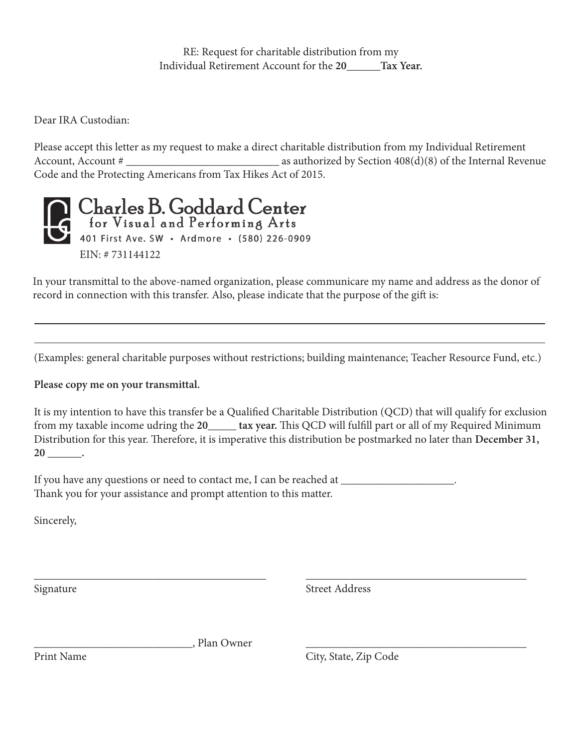RE: Request for charitable distribution from my
Individual Retirement Account for the **20______Tax Year.**

Dear IRA Custodian:

Please accept this letter as my request to make a direct charitable distribution from my Individual Retirement Account, Account # ____________________________ as authorized by Section 408(d)(8) of the Internal Revenue Code and the Protecting Americans from Tax Hikes Act of 2015.

Charles B. Goddard Center
for Visual and Performing Arts
401 First Ave. SW • Ardmore • (580) 226-0909
EIN: # 731144122

In your transmittal to the above-named organization, please communicare my name and address as the donor of record in connection with this transfer. Also, please indicate that the purpose of the gift is:

______________________________________________________________________________

______________________________________________________________________________

(Examples: general charitable purposes without restrictions; building maintenance; Teacher Resource Fund, etc.)

**Please copy me on your transmittal.**

It is my intention to have this transfer be a Qualified Charitable Distribution (QCD) that will qualify for exclusion from my taxable income udring the **20_____ tax year.** This QCD will fulfill part or all of my Required Minimum Distribution for this year. Therefore, it is imperative this distribution be postmarked no later than **December 31, 20 ______.**

If you have any questions or need to contact me, I can be reached at ____________________.
Thank you for your assistance and prompt attention to this matter.

Sincerely,

_____________________________________
Signature

_____________________________________
Street Address

____________________________, Plan Owner
Print Name

_____________________________________
City, State, Zip Code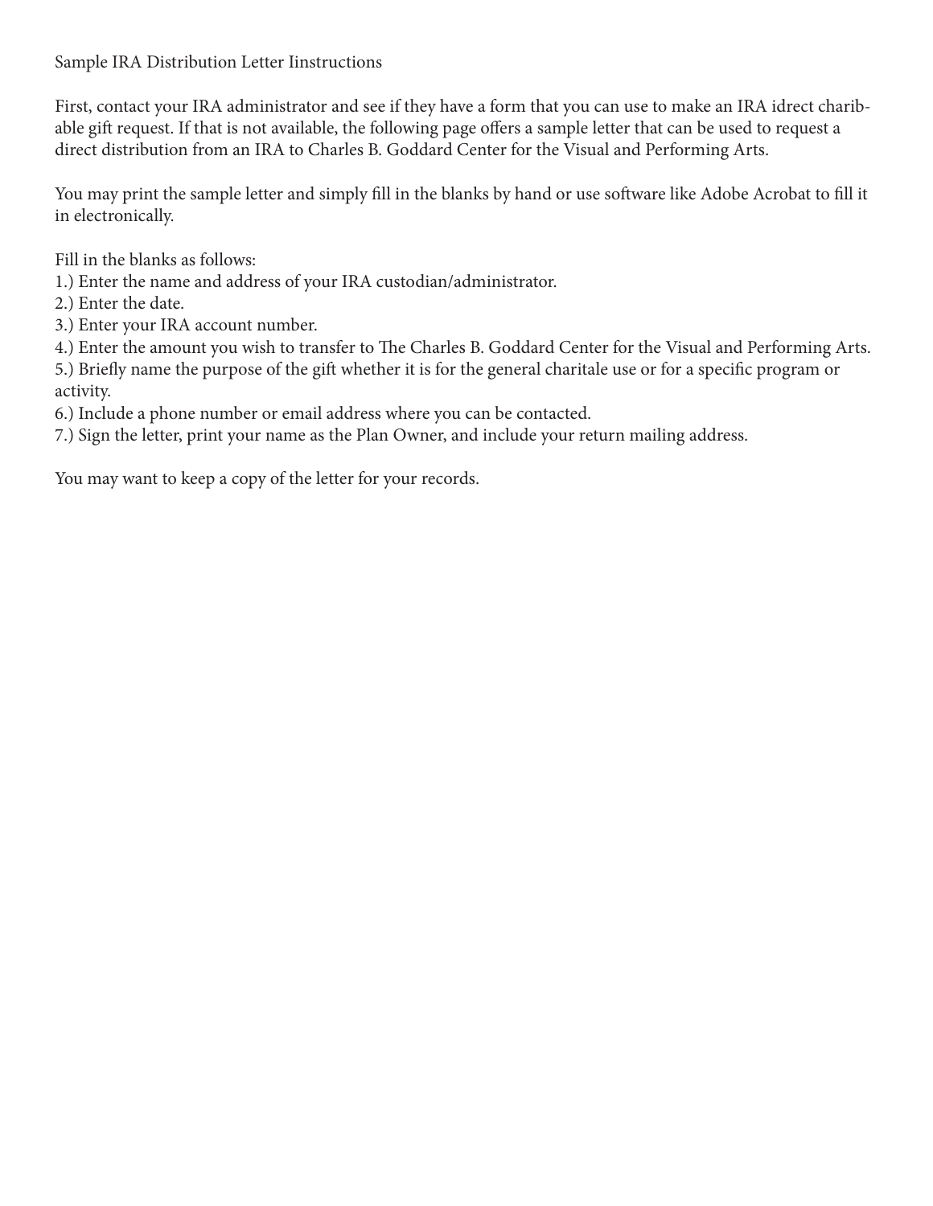Sample IRA Distribution Letter Iinstructions

First, contact your IRA administrator and see if they have a form that you can use to make an IRA idirect charitable gift request. If that is not available, the following page offers a sample letter that can be used to request a direct distribution from an IRA to Charles B. Goddard Center for the Visual and Performing Arts.

You may print the sample letter and simply fill in the blanks by hand or use software like Adobe Acrobat to fill it in electronically.

Fill in the blanks as follows:

1.) Enter the name and address of your IRA custodian/administrator.
2.) Enter the date.
3.) Enter your IRA account number.
4.) Enter the amount you wish to transfer to The Charles B. Goddard Center for the Visual and Performing Arts.
5.) Briefly name the purpose of the gift whether it is for the general charitale use or for a specific program or activity.
6.) Include a phone number or email address where you can be contacted.
7.) Sign the letter, print your name as the Plan Owner, and include your return mailing address.

You may want to keep a copy of the letter for your records.